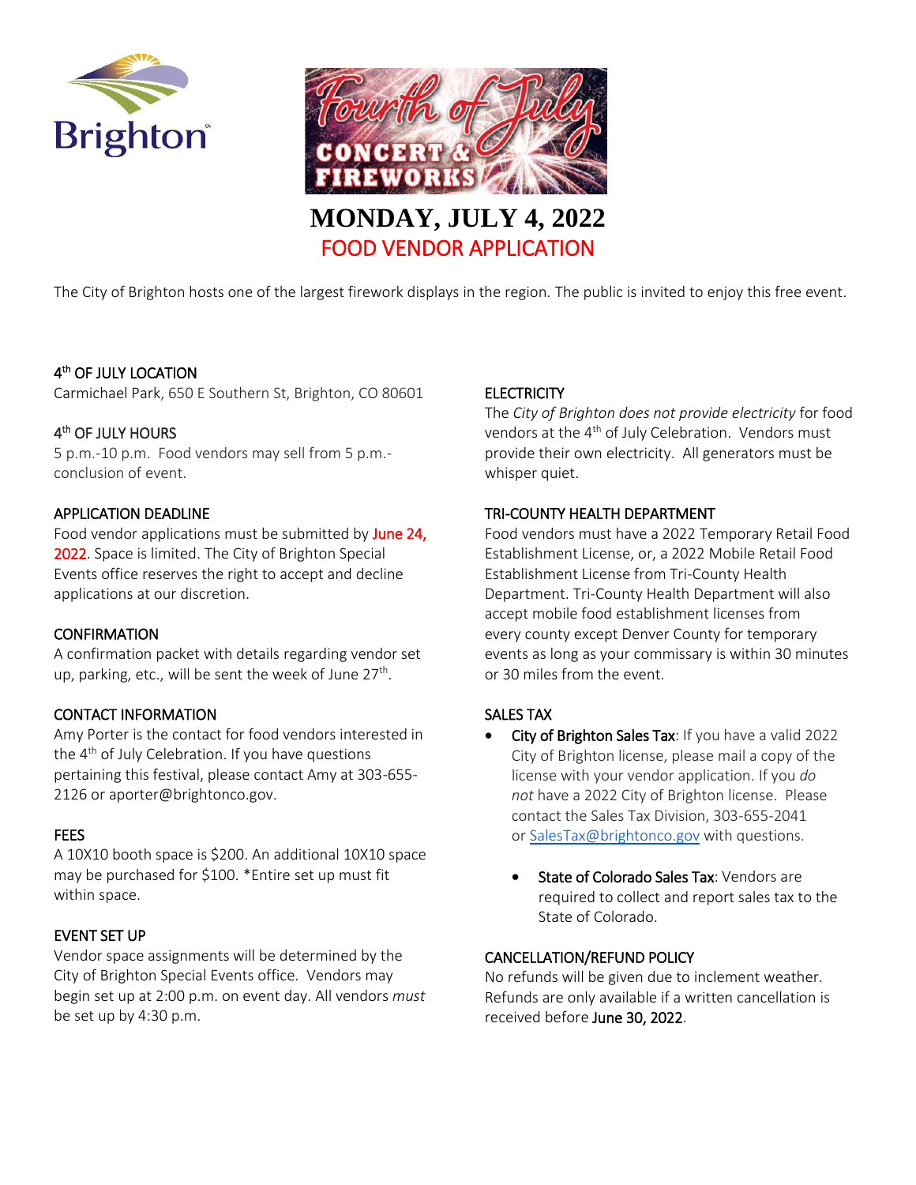# MONDAY, JULY 4, 2022

## FOOD VENDOR APPLICATION

The City of Brighton hosts one of the largest firework displays in the region. The public is invited to enjoy this free event.

### 4th OF JULY LOCATION

Carmichael Park, 650 E Southern St, Brighton, CO 80601

### 4th OF JULY HOURS

5 p.m.-10 p.m. Food vendors may sell from 5 p.m.-conclusion of event.

### APPLICATION DEADLINE

Food vendor applications must be submitted by June 24, 2022. Space is limited. The City of Brighton Special Events office reserves the right to accept and decline applications at our discretion.

### CONFIRMATION

A confirmation packet with details regarding vendor set up, parking, etc., will be sent the week of June 27th.

### CONTACT INFORMATION

Amy Porter is the contact for food vendors interested in the 4th of July Celebration. If you have questions pertaining this festival, please contact Amy at 303-655-2126 or aporter@brightonco.gov.

### FEES

A 10X10 booth space is $200. An additional 10X10 space may be purchased for $100. *Entire set up must fit within space.

### EVENT SET UP

Vendor space assignments will be determined by the City of Brighton Special Events office. Vendors may begin set up at 2:00 p.m. on event day. All vendors *must* be set up by 4:30 p.m.

### ELECTRICITY

The *City of Brighton does not provide electricity* for food vendors at the 4th of July Celebration. Vendors must provide their own electricity. All generators must be whisper quiet.

### TRI-COUNTY HEALTH DEPARTMENT

Food vendors must have a 2022 Temporary Retail Food Establishment License, or, a 2022 Mobile Retail Food Establishment License from Tri-County Health Department. Tri-County Health Department will also accept mobile food establishment licenses from every county except Denver County for temporary events as long as your commissary is within 30 minutes or 30 miles from the event.

### SALES TAX

- City of Brighton Sales Tax: If you have a valid 2022 City of Brighton license, please mail a copy of the license with your vendor application. If you *do not* have a 2022 City of Brighton license. Please contact the Sales Tax Division, 303-655-2041 or SalesTax@brightonco.gov with questions.
  - State of Colorado Sales Tax: Vendors are required to collect and report sales tax to the State of Colorado.

### CANCELLATION/REFUND POLICY

No refunds will be given due to inclement weather. Refunds are only available if a written cancellation is received before **June 30, 2022**.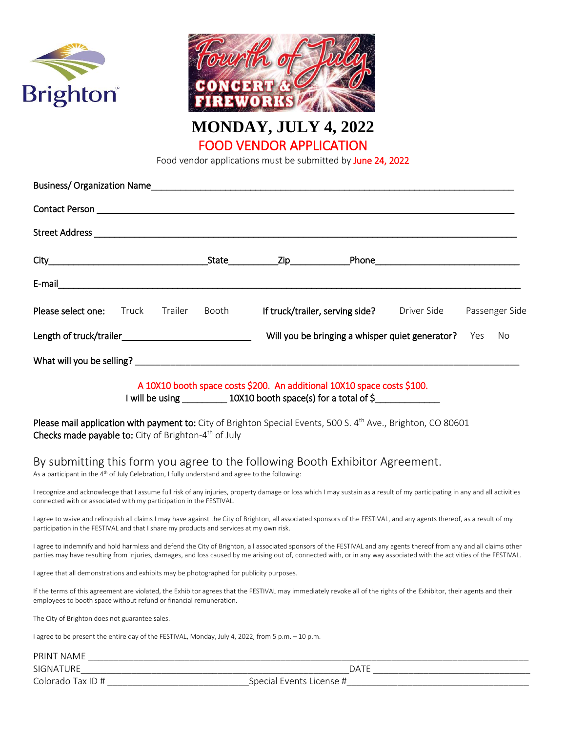# MONDAY, JULY 4, 2022

## FOOD VENDOR APPLICATION

Food vendor applications must be submitted by June 24, 2022

Business/ Organization Name________________________________________________________________

Contact Person ______________________________________________________________________

Street Address ______________________________________________________________________

City________________________________ State__________ Zip____________ Phone_____________________________

E-mail______________________________________________________________________________

**Please select one:** Truck Trailer Booth **If truck/trailer, serving side?** Driver Side Passenger Side

**Length of truck/trailer**__________________________ **Will you be bringing a whisper quiet generator?** Yes No

**What will you be selling?** ________________________________________________________________

A 10X10 booth space costs $200. An additional 10X10 space costs $100.

I will be using _________ 10X10 booth space(s) for a total of $_____________

**Please mail application with payment to:** City of Brighton Special Events, 500 S. 4th Ave., Brighton, CO 80601

**Checks made payable to:** City of Brighton-4th of July

## By submitting this form you agree to the following Booth Exhibitor Agreement.

As a participant in the 4th of July Celebration, I fully understand and agree to the following:

I recognize and acknowledge that I assume full risk of any injuries, property damage or loss which I may sustain as a result of my participating in any and all activities connected with or associated with my participation in the FESTIVAL.

I agree to waive and relinquish all claims I may have against the City of Brighton, all associated sponsors of the FESTIVAL, and any agents thereof, as a result of my participation in the FESTIVAL and that I share my products and services at my own risk.

I agree to indemnify and hold harmless and defend the City of Brighton, all associated sponsors of the FESTIVAL and any agents thereof from any and all claims other parties may have resulting from injuries, damages, and loss caused by me arising out of, connected with, or in any way associated with the activities of the FESTIVAL.

I agree that all demonstrations and exhibits may be photographed for publicity purposes.

If the terms of this agreement are violated, the Exhibitor agrees that the FESTIVAL may immediately revoke all of the rights of the Exhibitor, their agents and their employees to booth space without refund or financial remuneration.

The City of Brighton does not guarantee sales.

I agree to be present the entire day of the FESTIVAL, Monday, July 4, 2022, from 5 p.m. – 10 p.m.

PRINT NAME ________________________________________________________________________

SIGNATURE______________________________________________ DATE ____________________________

Colorado Tax ID # ___________________________ Special Events License #__________________________________